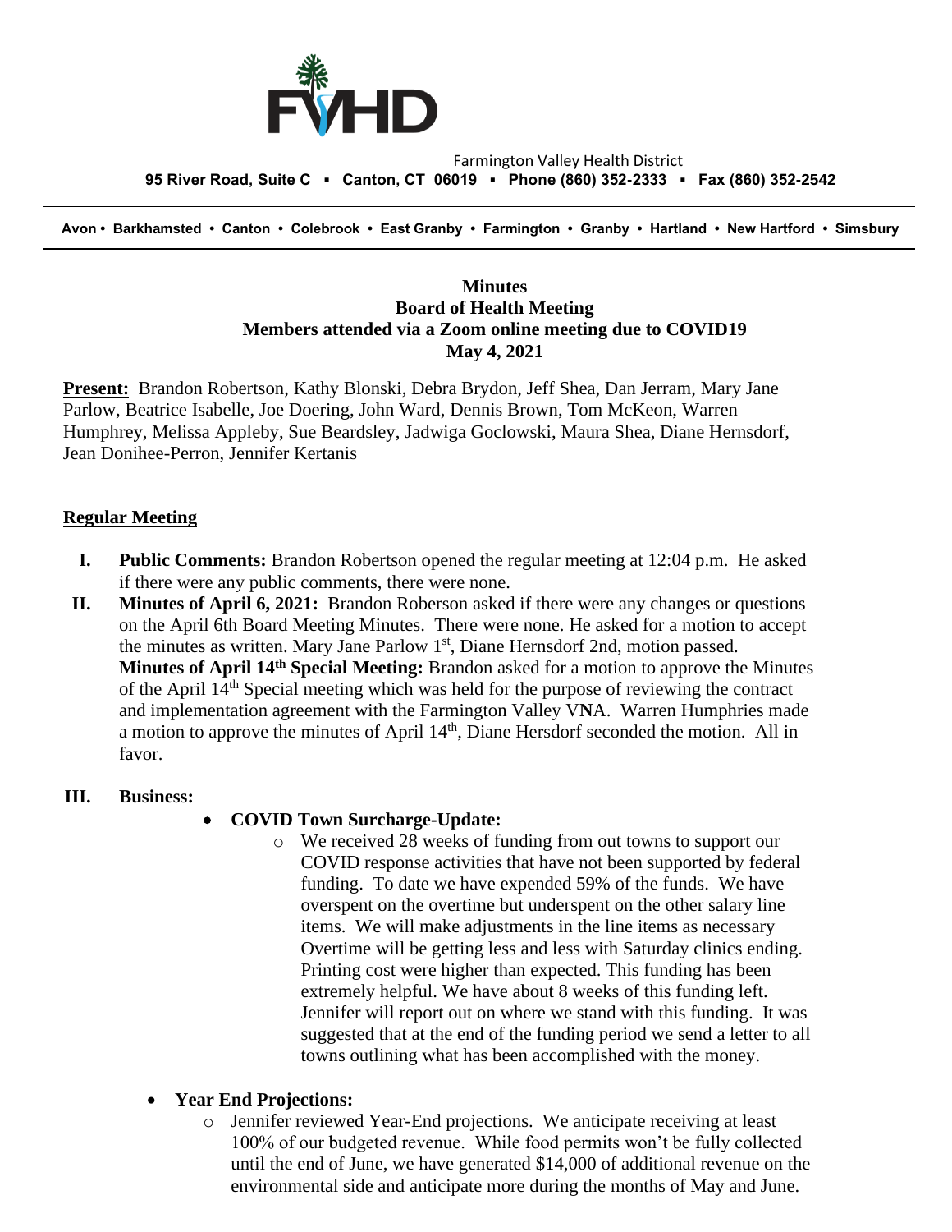Farmington Valley Health District

**95 River Road, Suite C ▪ Canton, CT 06019 ▪ Phone (860) 352-2333 ▪ Fax (860) 352-2542**

**Avon • Barkhamsted • Canton • Colebrook • East Granby • Farmington • Granby • Hartland • New Hartford • Simsbury**

**Minutes**
**Board of Health Meeting**
**Members attended via a Zoom online meeting due to COVID19**
**May 4, 2021**

**Present:** Brandon Robertson, Kathy Blonski, Debra Brydon, Jeff Shea, Dan Jerram, Mary Jane Parlow, Beatrice Isabelle, Joe Doering, John Ward, Dennis Brown, Tom McKeon, Warren Humphrey, Melissa Appleby, Sue Beardsley, Jadwiga Goclowski, Maura Shea, Diane Hernsdorf, Jean Donihee-Perron, Jennifer Kertanis

## Regular Meeting

I. **Public Comments:** Brandon Robertson opened the regular meeting at 12:04 p.m. He asked if there were any public comments, there were none.

II. **Minutes of April 6, 2021:** Brandon Roberson asked if there were any changes or questions on the April 6th Board Meeting Minutes. There were none. He asked for a motion to accept the minutes as written. Mary Jane Parlow 1st, Diane Hernsdorf 2nd, motion passed. **Minutes of April 14th Special Meeting:** Brandon asked for a motion to approve the Minutes of the April 14th Special meeting which was held for the purpose of reviewing the contract and implementation agreement with the Farmington Valley VNA. Warren Humphries made a motion to approve the minutes of April 14th, Diane Hersdorf seconded the motion. All in favor.

III. **Business:**

- **COVID Town Surcharge-Update:**
  - We received 28 weeks of funding from out towns to support our COVID response activities that have not been supported by federal funding. To date we have expended 59% of the funds. We have overspent on the overtime but underspent on the other salary line items. We will make adjustments in the line items as necessary Overtime will be getting less and less with Saturday clinics ending. Printing cost were higher than expected. This funding has been extremely helpful. We have about 8 weeks of this funding left. Jennifer will report out on where we stand with this funding. It was suggested that at the end of the funding period we send a letter to all towns outlining what has been accomplished with the money.

- **Year End Projections:**
  - Jennifer reviewed Year-End projections. We anticipate receiving at least 100% of our budgeted revenue. While food permits won't be fully collected until the end of June, we have generated $14,000 of additional revenue on the environmental side and anticipate more during the months of May and June.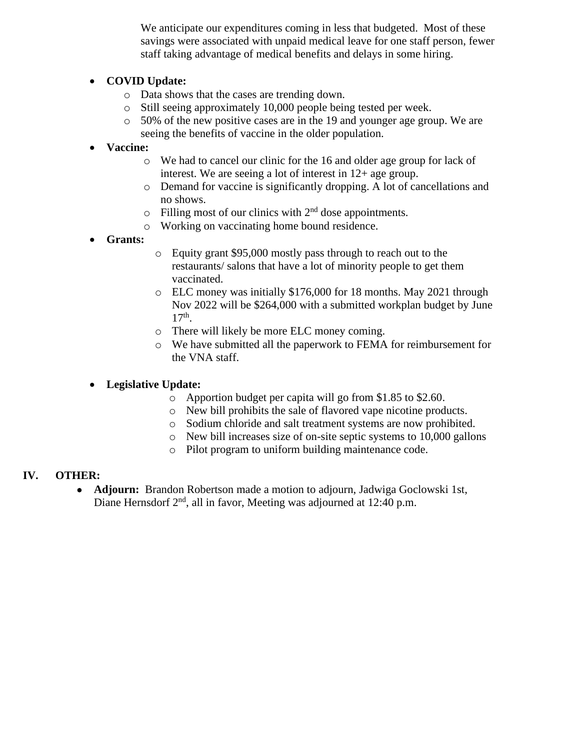We anticipate our expenditures coming in less that budgeted. Most of these savings were associated with unpaid medical leave for one staff person, fewer staff taking advantage of medical benefits and delays in some hiring.

- **COVID Update:**
  - Data shows that the cases are trending down.
  - Still seeing approximately 10,000 people being tested per week.
  - 50% of the new positive cases are in the 19 and younger age group. We are seeing the benefits of vaccine in the older population.
- **Vaccine:**
  - We had to cancel our clinic for the 16 and older age group for lack of interest. We are seeing a lot of interest in 12+ age group.
  - Demand for vaccine is significantly dropping. A lot of cancellations and no shows.
  - Filling most of our clinics with 2nd dose appointments.
  - Working on vaccinating home bound residence.
- **Grants:**
  - Equity grant $95,000 mostly pass through to reach out to the restaurants/ salons that have a lot of minority people to get them vaccinated.
  - ELC money was initially $176,000 for 18 months. May 2021 through Nov 2022 will be $264,000 with a submitted workplan budget by June 17th.
  - There will likely be more ELC money coming.
  - We have submitted all the paperwork to FEMA for reimbursement for the VNA staff.
- **Legislative Update:**
  - Apportion budget per capita will go from $1.85 to $2.60.
  - New bill prohibits the sale of flavored vape nicotine products.
  - Sodium chloride and salt treatment systems are now prohibited.
  - New bill increases size of on-site septic systems to 10,000 gallons
  - Pilot program to uniform building maintenance code.

## IV. OTHER:

- **Adjourn:** Brandon Robertson made a motion to adjourn, Jadwiga Goclowski 1st, Diane Hernsdorf 2nd, all in favor, Meeting was adjourned at 12:40 p.m.